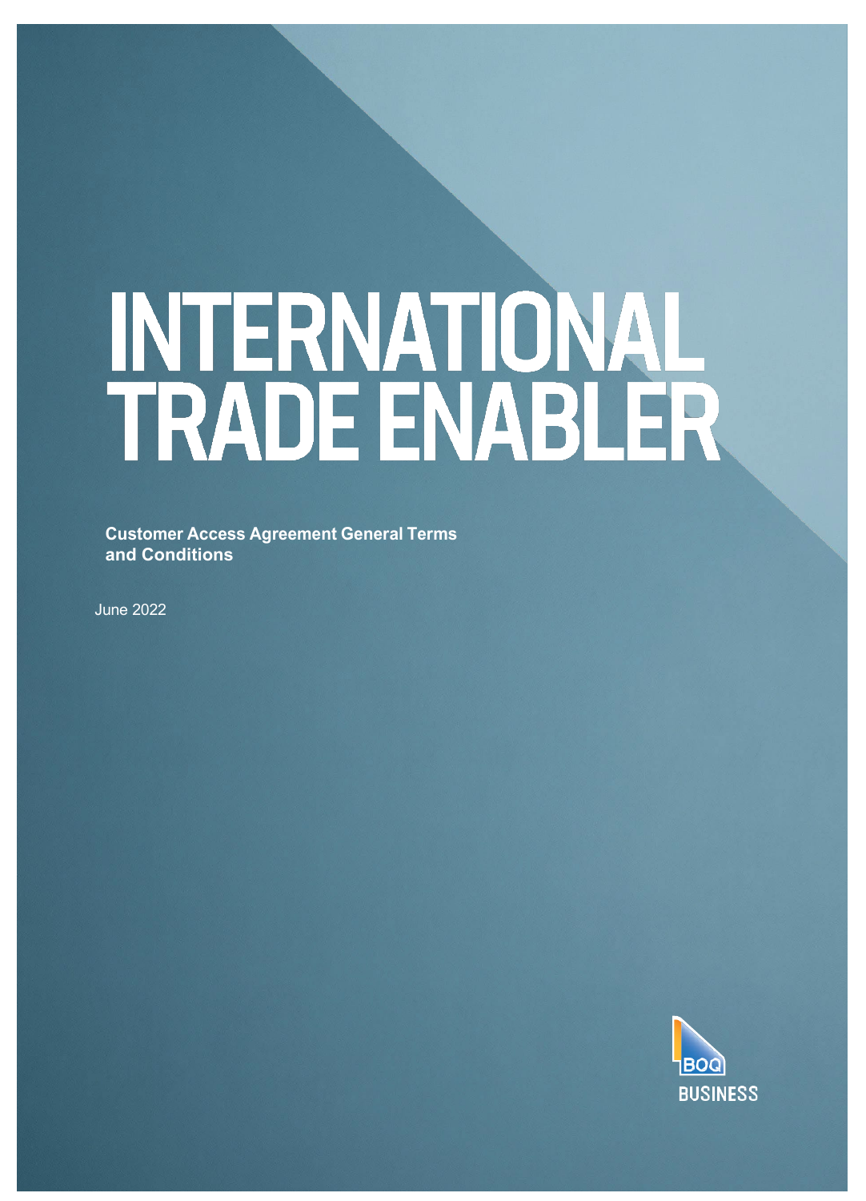# INTERNATIONAL TRADE ENABLER

**Customer Access Agreement General Terms and Conditions**

June 2022

BOQ BUSINESS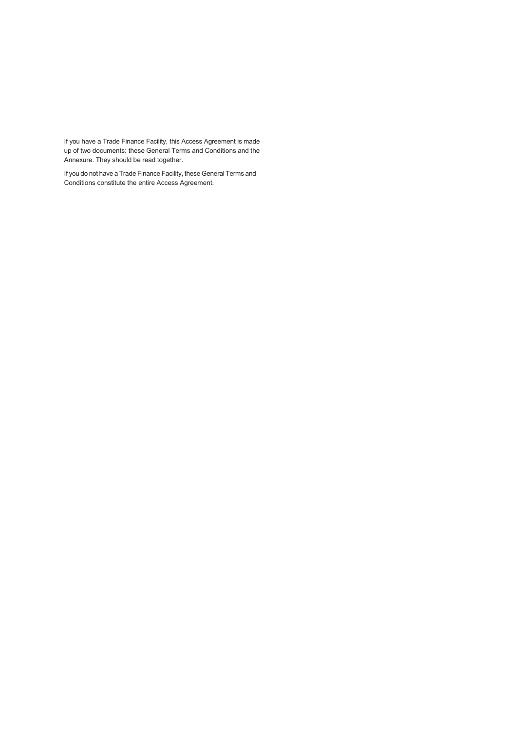If you have a Trade Finance Facility, this Access Agreement is made up of two documents: these General Terms and Conditions and the Annexure. They should be read together.

If you do not have a Trade Finance Facility, these General Terms and Conditions constitute the entire Access Agreement.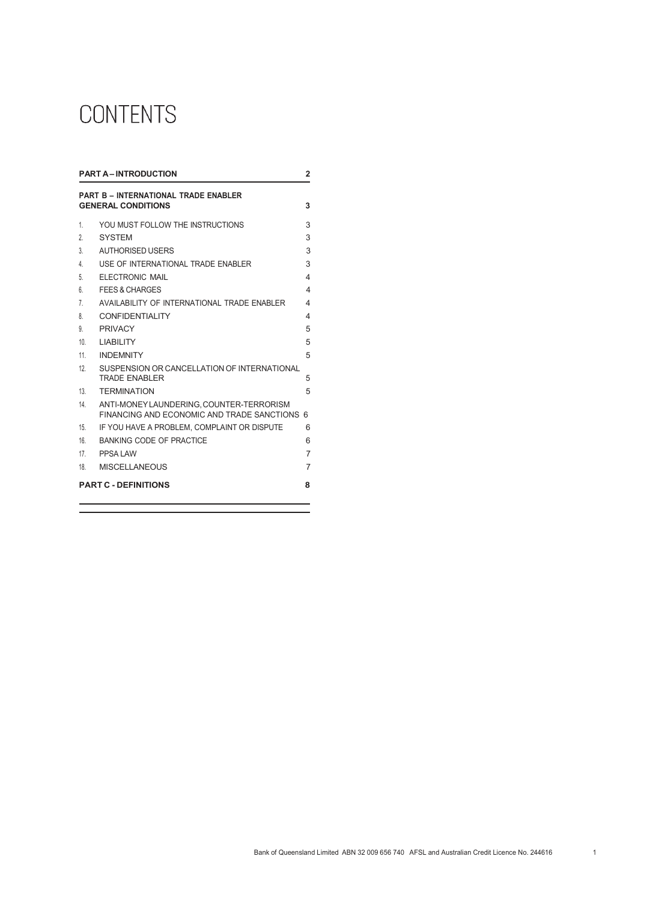# CONTENTS

| | | |
|---|---|---|
| **PART A – INTRODUCTION** | | **2** |
| **PART B – INTERNATIONAL TRADE ENABLER GENERAL CONDITIONS** | | **3** |
| 1. | YOU MUST FOLLOW THE INSTRUCTIONS | 3 |
| 2. | SYSTEM | 3 |
| 3. | AUTHORISED USERS | 3 |
| 4. | USE OF INTERNATIONAL TRADE ENABLER | 3 |
| 5. | ELECTRONIC MAIL | 4 |
| 6. | FEES & CHARGES | 4 |
| 7. | AVAILABILITY OF INTERNATIONAL TRADE ENABLER | 4 |
| 8. | CONFIDENTIALITY | 4 |
| 9. | PRIVACY | 5 |
| 10. | LIABILITY | 5 |
| 11. | INDEMNITY | 5 |
| 12. | SUSPENSION OR CANCELLATION OF INTERNATIONAL TRADE ENABLER | 5 |
| 13. | TERMINATION | 5 |
| 14. | ANTI-MONEY LAUNDERING, COUNTER-TERRORISM FINANCING AND ECONOMIC AND TRADE SANCTIONS | 6 |
| 15. | IF YOU HAVE A PROBLEM, COMPLAINT OR DISPUTE | 6 |
| 16. | BANKING CODE OF PRACTICE | 6 |
| 17. | PPSA LAW | 7 |
| 18. | MISCELLANEOUS | 7 |
| **PART C - DEFINITIONS** | | **8** |

Bank of Queensland Limited ABN 32 009 656 740 AFSL and Australian Credit Licence No. 244616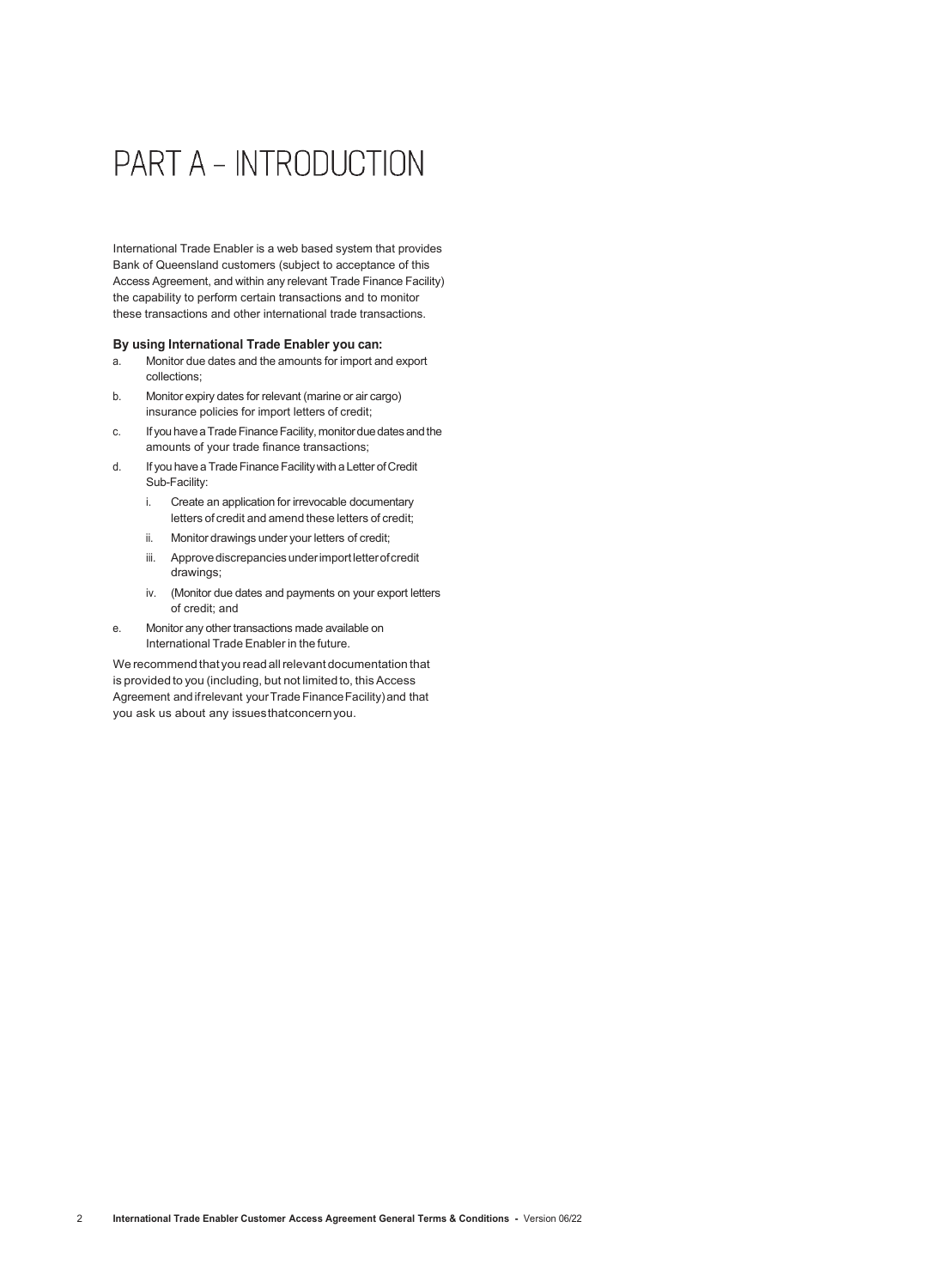# PART A – INTRODUCTION

International Trade Enabler is a web based system that provides Bank of Queensland customers (subject to acceptance of this Access Agreement, and within any relevant Trade Finance Facility) the capability to perform certain transactions and to monitor these transactions and other international trade transactions.

**By using International Trade Enabler you can:**

a. Monitor due dates and the amounts for import and export collections;

b. Monitor expiry dates for relevant (marine or air cargo) insurance policies for import letters of credit;

c. If you have a Trade Finance Facility, monitor due dates and the amounts of your trade finance transactions;

d. If you have a Trade Finance Facility with a Letter of Credit Sub-Facility:

   i. Create an application for irrevocable documentary letters of credit and amend these letters of credit;

   ii. Monitor drawings under your letters of credit;

   iii. Approve discrepancies under import letter of credit drawings;

   iv. (Monitor due dates and payments on your export letters of credit; and

e. Monitor any other transactions made available on International Trade Enabler in the future.

We recommend that you read all relevant documentation that is provided to you (including, but not limited to, this Access Agreement and if relevant your Trade Finance Facility) and that you ask us about any issues that concern you.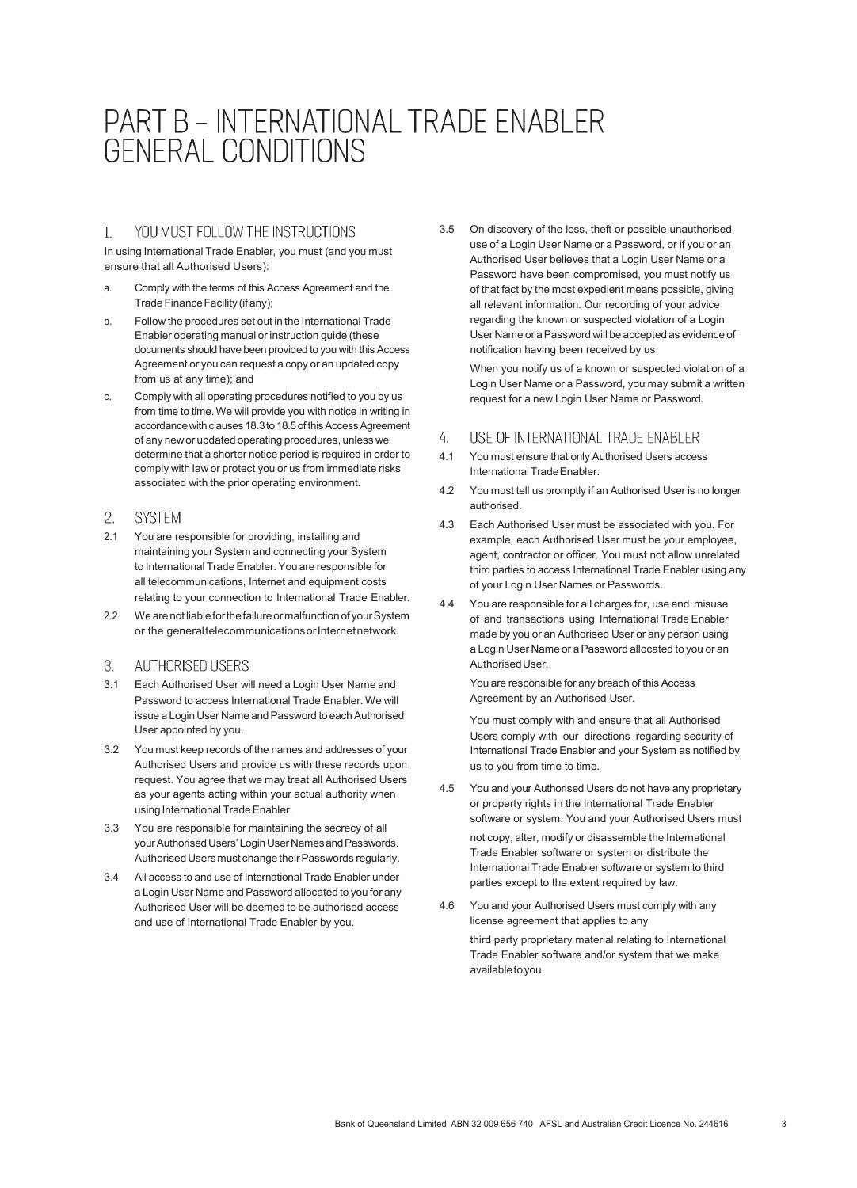# PART B – INTERNATIONAL TRADE ENABLER GENERAL CONDITIONS

## 1. YOU MUST FOLLOW THE INSTRUCTIONS

In using International Trade Enabler, you must (and you must ensure that all Authorised Users):

a. Comply with the terms of this Access Agreement and the Trade Finance Facility (if any);

b. Follow the procedures set out in the International Trade Enabler operating manual or instruction guide (these documents should have been provided to you with this Access Agreement or you can request a copy or an updated copy from us at any time); and

c. Comply with all operating procedures notified to you by us from time to time. We will provide you with notice in writing in accordance with clauses 18.3 to 18.5 of this Access Agreement of any new or updated operating procedures, unless we determine that a shorter notice period is required in order to comply with law or protect you or us from immediate risks associated with the prior operating environment.

## 2. SYSTEM

2.1 You are responsible for providing, installing and maintaining your System and connecting your System to International Trade Enabler. You are responsible for all telecommunications, Internet and equipment costs relating to your connection to International Trade Enabler.

2.2 We are not liable for the failure or malfunction of your System or the general telecommunications or Internet network.

## 3. AUTHORISED USERS

3.1 Each Authorised User will need a Login User Name and Password to access International Trade Enabler. We will issue a Login User Name and Password to each Authorised User appointed by you.

3.2 You must keep records of the names and addresses of your Authorised Users and provide us with these records upon request. You agree that we may treat all Authorised Users as your agents acting within your actual authority when using International Trade Enabler.

3.3 You are responsible for maintaining the secrecy of all your Authorised Users' Login User Names and Passwords. Authorised Users must change their Passwords regularly.

3.4 All access to and use of International Trade Enabler under a Login User Name and Password allocated to you for any Authorised User will be deemed to be authorised access and use of International Trade Enabler by you.

3.5 On discovery of the loss, theft or possible unauthorised use of a Login User Name or a Password, or if you or an Authorised User believes that a Login User Name or a Password have been compromised, you must notify us of that fact by the most expedient means possible, giving all relevant information. Our recording of your advice regarding the known or suspected violation of a Login User Name or a Password will be accepted as evidence of notification having been received by us.

When you notify us of a known or suspected violation of a Login User Name or a Password, you may submit a written request for a new Login User Name or Password.

## 4. USE OF INTERNATIONAL TRADE ENABLER

4.1 You must ensure that only Authorised Users access International Trade Enabler.

4.2 You must tell us promptly if an Authorised User is no longer authorised.

4.3 Each Authorised User must be associated with you. For example, each Authorised User must be your employee, agent, contractor or officer. You must not allow unrelated third parties to access International Trade Enabler using any of your Login User Names or Passwords.

4.4 You are responsible for all charges for, use and misuse of and transactions using International Trade Enabler made by you or an Authorised User or any person using a Login User Name or a Password allocated to you or an Authorised User.

You are responsible for any breach of this Access Agreement by an Authorised User.

You must comply with and ensure that all Authorised Users comply with our directions regarding security of International Trade Enabler and your System as notified by us to you from time to time.

4.5 You and your Authorised Users do not have any proprietary or property rights in the International Trade Enabler software or system. You and your Authorised Users must not copy, alter, modify or disassemble the International Trade Enabler software or system or distribute the International Trade Enabler software or system to third parties except to the extent required by law.

4.6 You and your Authorised Users must comply with any license agreement that applies to any third party proprietary material relating to International Trade Enabler software and/or system that we make available to you.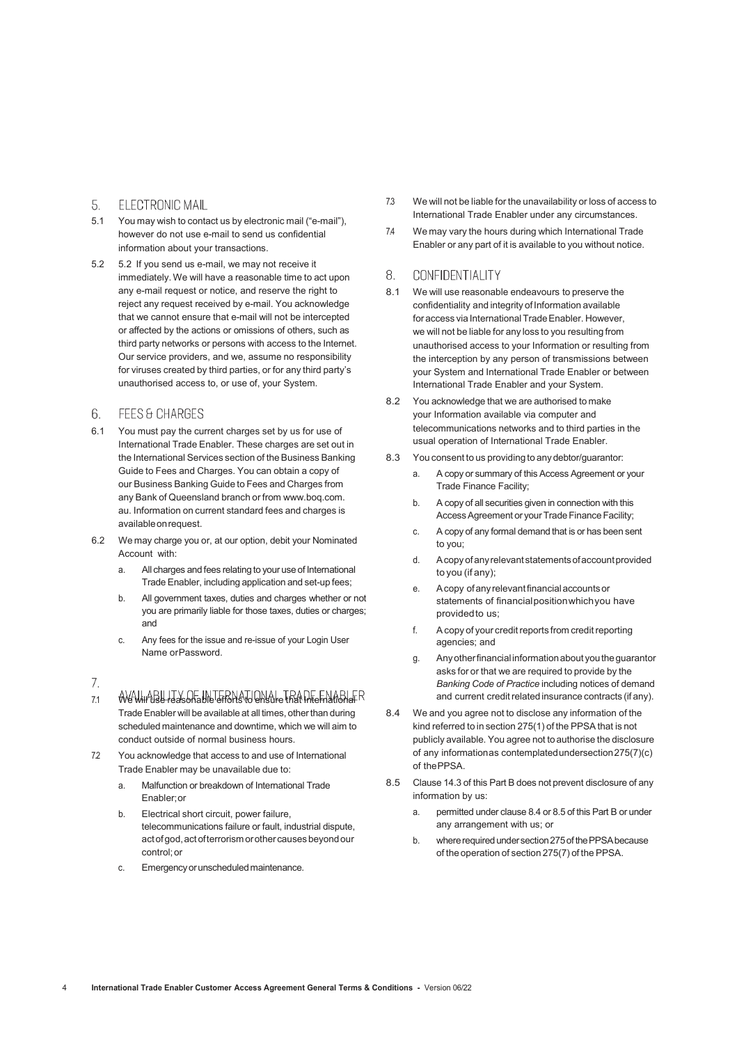## 5. ELECTRONIC MAIL

5.1 You may wish to contact us by electronic mail ("e-mail"), however do not use e-mail to send us confidential information about your transactions.

5.2 5.2 If you send us e-mail, we may not receive it immediately. We will have a reasonable time to act upon any e-mail request or notice, and reserve the right to reject any request received by e-mail. You acknowledge that we cannot ensure that e-mail will not be intercepted or affected by the actions or omissions of others, such as third party networks or persons with access to the Internet. Our service providers, and we, assume no responsibility for viruses created by third parties, or for any third party's unauthorised access to, or use of, your System.

## 6. FEES & CHARGES

6.1 You must pay the current charges set by us for use of International Trade Enabler. These charges are set out in the International Services section of the Business Banking Guide to Fees and Charges. You can obtain a copy of our Business Banking Guide to Fees and Charges from any Bank of Queensland branch or from www.boq.com.au. Information on current standard fees and charges is available on request.

6.2 We may charge you or, at our option, debit your Nominated Account with:

- a. All charges and fees relating to your use of International Trade Enabler, including application and set-up fees;
- b. All government taxes, duties and charges whether or not you are primarily liable for those taxes, duties or charges; and
- c. Any fees for the issue and re-issue of your Login User Name or Password.

## 7. AVAILABILITY OF INTERNATIONAL TRADE ENABLER

7.1 We will use reasonable efforts to ensure that International Trade Enabler will be available at all times, other than during scheduled maintenance and downtime, which we will aim to conduct outside of normal business hours.

7.2 You acknowledge that access to and use of International Trade Enabler may be unavailable due to:

- a. Malfunction or breakdown of International Trade Enabler; or
- b. Electrical short circuit, power failure, telecommunications failure or fault, industrial dispute, act of god, act of terrorism or other causes beyond our control; or
- c. Emergency or unscheduled maintenance.

7.3 We will not be liable for the unavailability or loss of access to International Trade Enabler under any circumstances.

7.4 We may vary the hours during which International Trade Enabler or any part of it is available to you without notice.

## 8. CONFIDENTIALITY

8.1 We will use reasonable endeavours to preserve the confidentiality and integrity of Information available for access via International Trade Enabler. However, we will not be liable for any loss to you resulting from unauthorised access to your Information or resulting from the interception by any person of transmissions between your System and International Trade Enabler or between International Trade Enabler and your System.

8.2 You acknowledge that we are authorised to make your Information available via computer and telecommunications networks and to third parties in the usual operation of International Trade Enabler.

8.3 You consent to us providing to any debtor/guarantor:

- a. A copy or summary of this Access Agreement or your Trade Finance Facility;
- b. A copy of all securities given in connection with this Access Agreement or your Trade Finance Facility;
- c. A copy of any formal demand that is or has been sent to you;
- d. A copy of any relevant statements of account provided to you (if any);
- e. A copy of any relevant financial accounts or statements of financial position which you have provided to us;
- f. A copy of your credit reports from credit reporting agencies; and
- g. Any other financial information about you the guarantor asks for or that we are required to provide by the *Banking Code of Practice* including notices of demand and current credit related insurance contracts (if any).

8.4 We and you agree not to disclose any information of the kind referred to in section 275(1) of the PPSA that is not publicly available. You agree not to authorise the disclosure of any information as contemplated under section 275(7)(c) of the PPSA.

8.5 Clause 14.3 of this Part B does not prevent disclosure of any information by us:

- a. permitted under clause 8.4 or 8.5 of this Part B or under any arrangement with us; or
- b. where required under section 275 of the PPSA because of the operation of section 275(7) of the PPSA.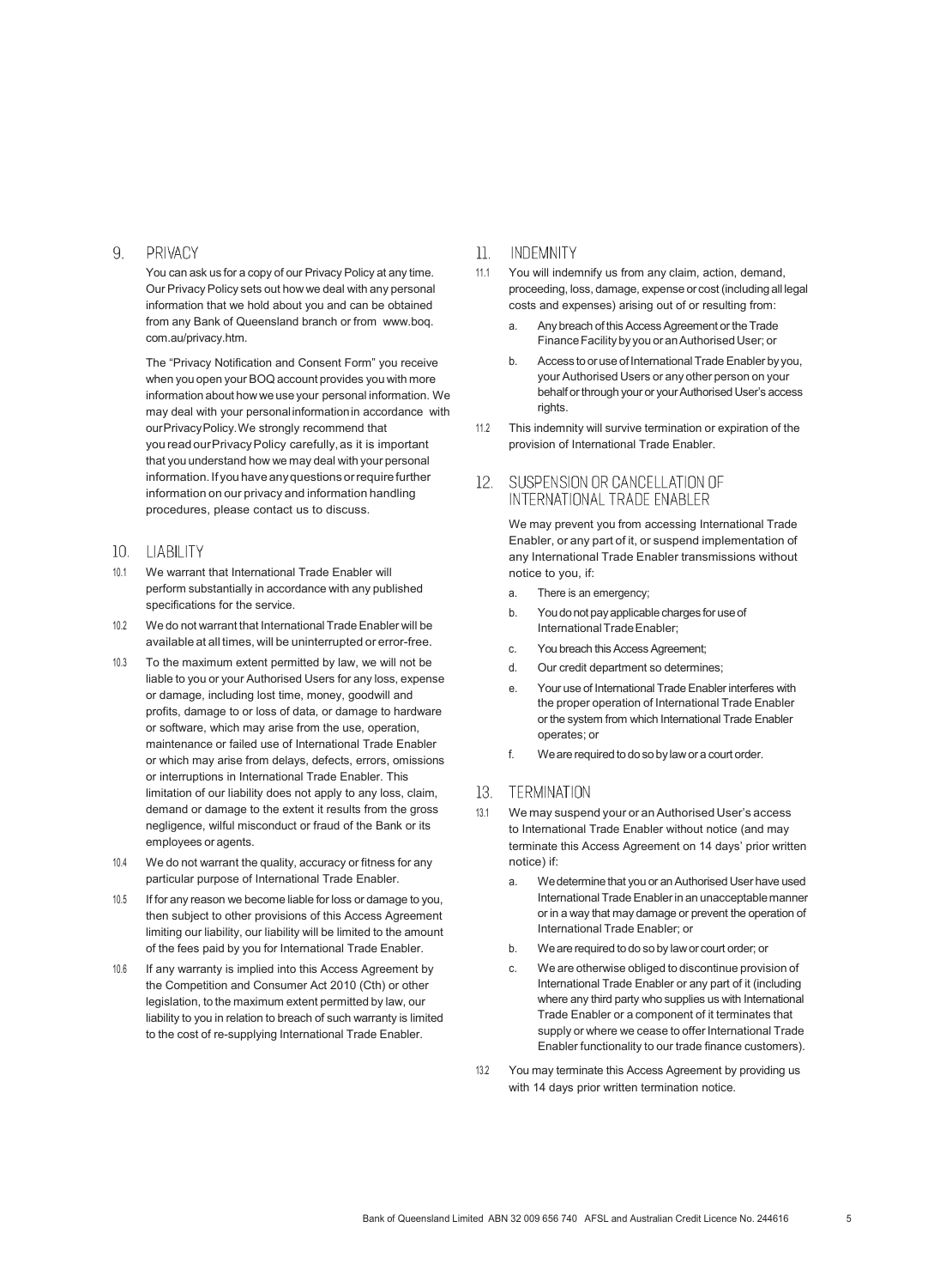## 9. PRIVACY

You can ask us for a copy of our Privacy Policy at any time. Our Privacy Policy sets out how we deal with any personal information that we hold about you and can be obtained from any Bank of Queensland branch or from www.boq.com.au/privacy.htm.

The "Privacy Notification and Consent Form" you receive when you open your BOQ account provides you with more information about how we use your personal information. We may deal with your personal information in accordance with our Privacy Policy. We strongly recommend that you read our Privacy Policy carefully, as it is important that you understand how we may deal with your personal information. If you have any questions or require further information on our privacy and information handling procedures, please contact us to discuss.

## 10. LIABILITY

10.1 We warrant that International Trade Enabler will perform substantially in accordance with any published specifications for the service.

10.2 We do not warrant that International Trade Enabler will be available at all times, will be uninterrupted or error-free.

10.3 To the maximum extent permitted by law, we will not be liable to you or your Authorised Users for any loss, expense or damage, including lost time, money, goodwill and profits, damage to or loss of data, or damage to hardware or software, which may arise from the use, operation, maintenance or failed use of International Trade Enabler or which may arise from delays, defects, errors, omissions or interruptions in International Trade Enabler. This limitation of our liability does not apply to any loss, claim, demand or damage to the extent it results from the gross negligence, wilful misconduct or fraud of the Bank or its employees or agents.

10.4 We do not warrant the quality, accuracy or fitness for any particular purpose of International Trade Enabler.

10.5 If for any reason we become liable for loss or damage to you, then subject to other provisions of this Access Agreement limiting our liability, our liability will be limited to the amount of the fees paid by you for International Trade Enabler.

10.6 If any warranty is implied into this Access Agreement by the Competition and Consumer Act 2010 (Cth) or other legislation, to the maximum extent permitted by law, our liability to you in relation to breach of such warranty is limited to the cost of re-supplying International Trade Enabler.

## 11. INDEMNITY

11.1 You will indemnify us from any claim, action, demand, proceeding, loss, damage, expense or cost (including all legal costs and expenses) arising out of or resulting from:

a. Any breach of this Access Agreement or the Trade Finance Facility by you or an Authorised User; or
b. Access to or use of International Trade Enabler by you, your Authorised Users or any other person on your behalf or through your or your Authorised User's access rights.

11.2 This indemnity will survive termination or expiration of the provision of International Trade Enabler.

## 12. SUSPENSION OR CANCELLATION OF INTERNATIONAL TRADE ENABLER

We may prevent you from accessing International Trade Enabler, or any part of it, or suspend implementation of any International Trade Enabler transmissions without notice to you, if:

a. There is an emergency;
b. You do not pay applicable charges for use of International Trade Enabler;
c. You breach this Access Agreement;
d. Our credit department so determines;
e. Your use of International Trade Enabler interferes with the proper operation of International Trade Enabler or the system from which International Trade Enabler operates; or
f. We are required to do so by law or a court order.

## 13. TERMINATION

13.1 We may suspend your or an Authorised User's access to International Trade Enabler without notice (and may terminate this Access Agreement on 14 days' prior written notice) if:

a. We determine that you or an Authorised User have used International Trade Enabler in an unacceptable manner or in a way that may damage or prevent the operation of International Trade Enabler; or
b. We are required to do so by law or court order; or
c. We are otherwise obliged to discontinue provision of International Trade Enabler or any part of it (including where any third party who supplies us with International Trade Enabler or a component of it terminates that supply or where we cease to offer International Trade Enabler functionality to our trade finance customers).

13.2 You may terminate this Access Agreement by providing us with 14 days prior written termination notice.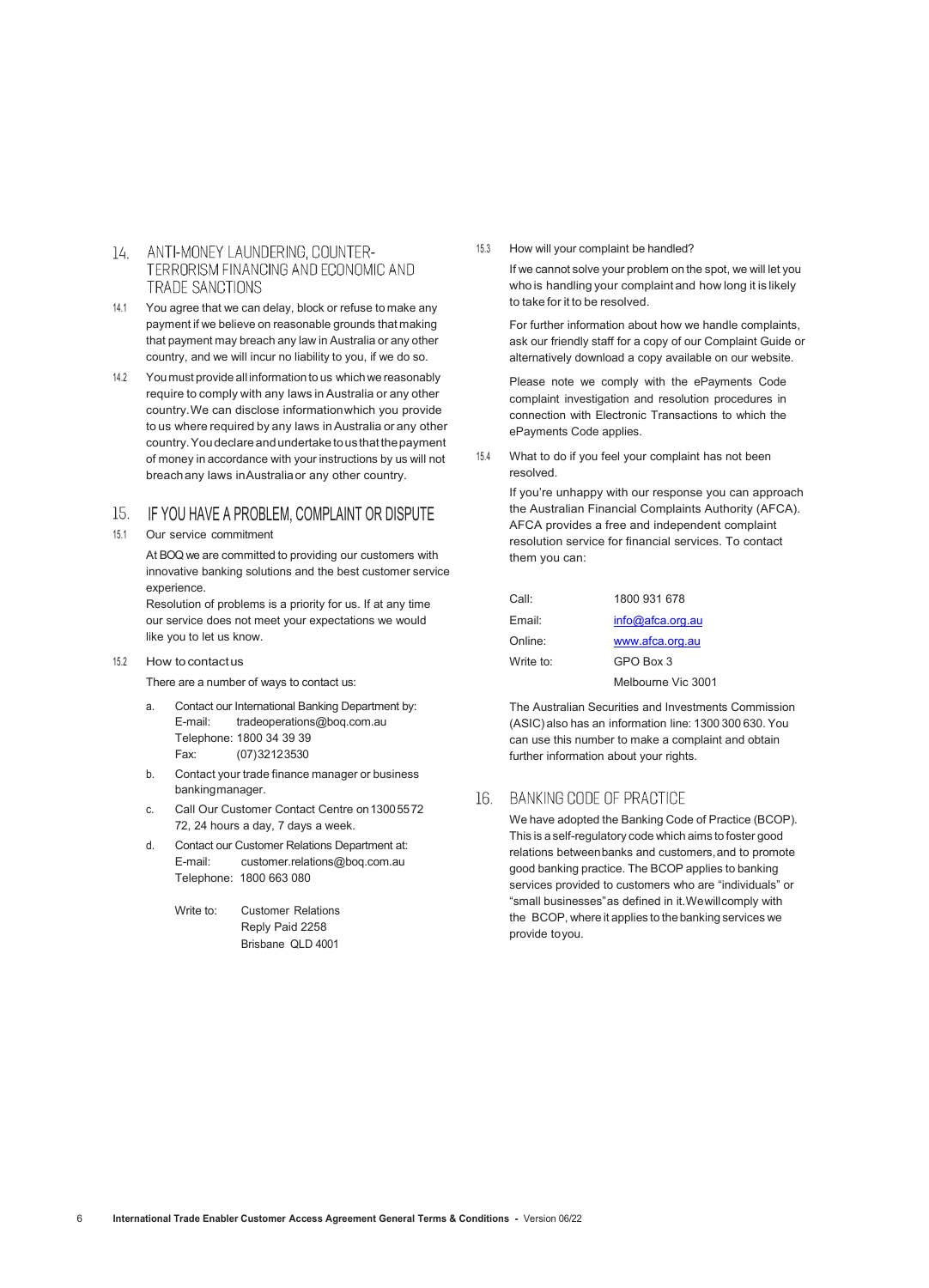## 14. ANTI-MONEY LAUNDERING, COUNTER-TERRORISM FINANCING AND ECONOMIC AND TRADE SANCTIONS

14.1 You agree that we can delay, block or refuse to make any payment if we believe on reasonable grounds that making that payment may breach any law in Australia or any other country, and we will incur no liability to you, if we do so.

14.2 You must provide all information to us which we reasonably require to comply with any laws in Australia or any other country. We can disclose information which you provide to us where required by any laws in Australia or any other country. You declare and undertake to us that the payment of money in accordance with your instructions by us will not breach any laws in Australia or any other country.

## 15. IF YOU HAVE A PROBLEM, COMPLAINT OR DISPUTE

15.1 Our service commitment

At BOQ we are committed to providing our customers with innovative banking solutions and the best customer service experience.
Resolution of problems is a priority for us. If at any time our service does not meet your expectations we would like you to let us know.

15.2 How to contact us

There are a number of ways to contact us:

a. Contact our International Banking Department by:
   E-mail: tradeoperations@boq.com.au
   Telephone: 1800 34 39 39
   Fax: (07)32123530

b. Contact your trade finance manager or business banking manager.

c. Call Our Customer Contact Centre on 1300 55 72 72, 24 hours a day, 7 days a week.

d. Contact our Customer Relations Department at:
   E-mail: customer.relations@boq.com.au
   Telephone: 1800 663 080

   Write to: Customer Relations
   Reply Paid 2258
   Brisbane QLD 4001

15.3 How will your complaint be handled?

If we cannot solve your problem on the spot, we will let you who is handling your complaint and how long it is likely to take for it to be resolved.

For further information about how we handle complaints, ask our friendly staff for a copy of our Complaint Guide or alternatively download a copy available on our website.

Please note we comply with the ePayments Code complaint investigation and resolution procedures in connection with Electronic Transactions to which the ePayments Code applies.

15.4 What to do if you feel your complaint has not been resolved.

If you're unhappy with our response you can approach the Australian Financial Complaints Authority (AFCA). AFCA provides a free and independent complaint resolution service for financial services. To contact them you can:

| | |
|---|---|
| Call: | 1800 931 678 |
| Email: | info@afca.org.au |
| Online: | www.afca.org.au |
| Write to: | GPO Box 3 |
| | Melbourne Vic 3001 |

The Australian Securities and Investments Commission (ASIC) also has an information line: 1300 300 630. You can use this number to make a complaint and obtain further information about your rights.

## 16. BANKING CODE OF PRACTICE

We have adopted the Banking Code of Practice (BCOP). This is a self-regulatory code which aims to foster good relations between banks and customers, and to promote good banking practice. The BCOP applies to banking services provided to customers who are "individuals" or "small businesses" as defined in it. We will comply with the BCOP, where it applies to the banking services we provide to you.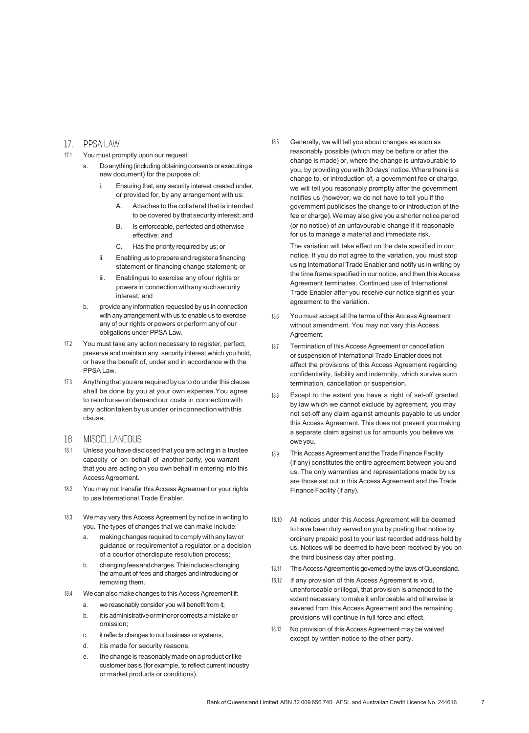## 17. PPSA LAW

17.1 You must promptly upon our request:

a. Do anything (including obtaining consents or executing a new document) for the purpose of:

i. Ensuring that, any security interest created under, or provided for, by any arrangement with us:

A. Attaches to the collateral that is intended to be covered by that security interest; and

B. Is enforceable, perfected and otherwise effective; and

C. Has the priority required by us; or

ii. Enabling us to prepare and register a financing statement or financing change statement; or

iii. Enabling us to exercise any of our rights or powers in connection with any such security interest; and

b. provide any information requested by us in connection with any arrangement with us to enable us to exercise any of our rights or powers or perform any of our obligations under PPSA Law.

17.2 You must take any action necessary to register, perfect, preserve and maintain any security interest which you hold, or have the benefit of, under and in accordance with the PPSA Law.

17.3 Anything that you are required by us to do under this clause shall be done by you at your own expense. You agree to reimburse on demand our costs in connection with any action taken by us under or in connection with this clause.

## 18. MISCELLANEOUS

18.1 Unless you have disclosed that you are acting in a trustee capacity or on behalf of another party, you warrant that you are acting on you own behalf in entering into this Access Agreement.

18.2 You may not transfer this Access Agreement or your rights to use International Trade Enabler.

18.3 We may vary this Access Agreement by notice in writing to you. The types of changes that we can make include:

a. making changes required to comply with any law or guidance or requirement of a regulator, or a decision of a court or other dispute resolution process;

b. changing fees and charges. This includes changing the amount of fees and charges and introducing or removing them.

18.4 We can also make changes to this Access Agreement if:

a. we reasonably consider you will benefit from it;

b. it is administrative or minor or corrects a mistake or omission;

c. it reflects changes to our business or systems;

d. it is made for security reasons;

e. the change is reasonably made on a product or like customer basis (for example, to reflect current industry or market products or conditions).

18.5 Generally, we will tell you about changes as soon as reasonably possible (which may be before or after the change is made) or, where the change is unfavourable to you, by providing you with 30 days' notice. Where there is a change to, or introduction of, a government fee or charge, we will tell you reasonably promptly after the government notifies us (however, we do not have to tell you if the government publicises the change to or introduction of the fee or charge). We may also give you a shorter notice period (or no notice) of an unfavourable change if it reasonable for us to manage a material and immediate risk.

The variation will take effect on the date specified in our notice. If you do not agree to the variation, you must stop using International Trade Enabler and notify us in writing by the time frame specified in our notice, and then this Access Agreement terminates. Continued use of International Trade Enabler after you receive our notice signifies your agreement to the variation.

18.6 You must accept all the terms of this Access Agreement without amendment. You may not vary this Access Agreement.

18.7 Termination of this Access Agreement or cancellation or suspension of International Trade Enabler does not affect the provisions of this Access Agreement regarding confidentiality, liability and indemnity, which survive such termination, cancellation or suspension.

18.8 Except to the extent you have a right of set-off granted by law which we cannot exclude by agreement, you may not set-off any claim against amounts payable to us under this Access Agreement. This does not prevent you making a separate claim against us for amounts you believe we owe you.

18.9 This Access Agreement and the Trade Finance Facility (if any) constitutes the entire agreement between you and us. The only warranties and representations made by us are those set out in this Access Agreement and the Trade Finance Facility (if any).

18.10 All notices under this Access Agreement will be deemed to have been duly served on you by posting that notice by ordinary prepaid post to your last recorded address held by us. Notices will be deemed to have been received by you on the third business day after posting.

18.11 This Access Agreement is governed by the laws of Queensland.

18.12 If any provision of this Access Agreement is void, unenforceable or illegal, that provision is amended to the extent necessary to make it enforceable and otherwise is severed from this Access Agreement and the remaining provisions will continue in full force and effect.

18.13 No provision of this Access Agreement may be waived except by written notice to the other party.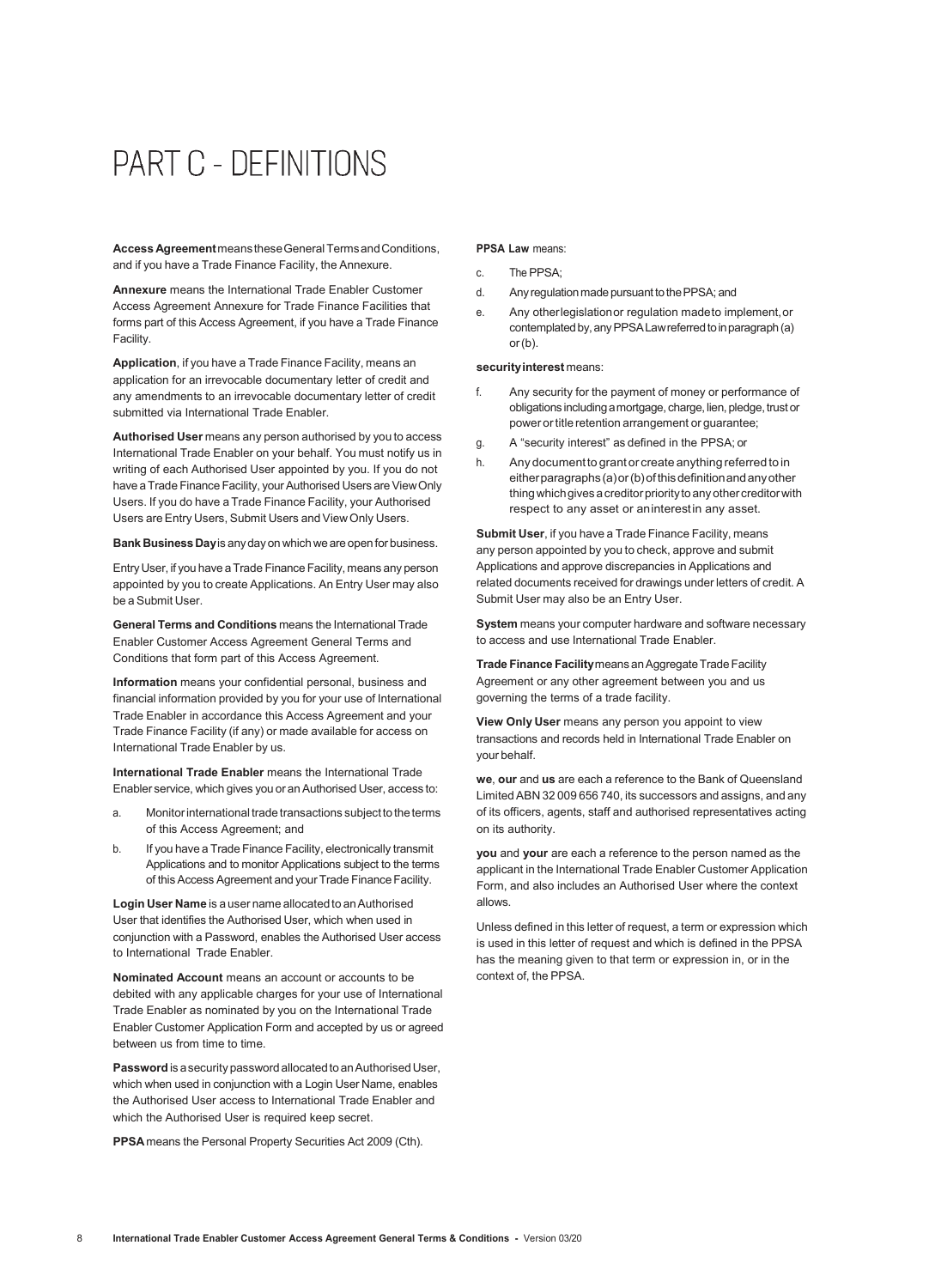# PART C - DEFINITIONS

**Access Agreement** means these General Terms and Conditions, and if you have a Trade Finance Facility, the Annexure.

**Annexure** means the International Trade Enabler Customer Access Agreement Annexure for Trade Finance Facilities that forms part of this Access Agreement, if you have a Trade Finance Facility.

**Application**, if you have a Trade Finance Facility, means an application for an irrevocable documentary letter of credit and any amendments to an irrevocable documentary letter of credit submitted via International Trade Enabler.

**Authorised User** means any person authorised by you to access International Trade Enabler on your behalf. You must notify us in writing of each Authorised User appointed by you. If you do not have a Trade Finance Facility, your Authorised Users are View Only Users. If you do have a Trade Finance Facility, your Authorised Users are Entry Users, Submit Users and View Only Users.

**Bank Business Day** is any day on which we are open for business.

Entry User, if you have a Trade Finance Facility, means any person appointed by you to create Applications. An Entry User may also be a Submit User.

**General Terms and Conditions** means the International Trade Enabler Customer Access Agreement General Terms and Conditions that form part of this Access Agreement.

**Information** means your confidential personal, business and financial information provided by you for your use of International Trade Enabler in accordance this Access Agreement and your Trade Finance Facility (if any) or made available for access on International Trade Enabler by us.

**International Trade Enabler** means the International Trade Enabler service, which gives you or an Authorised User, access to:

a. Monitor international trade transactions subject to the terms of this Access Agreement; and
b. If you have a Trade Finance Facility, electronically transmit Applications and to monitor Applications subject to the terms of this Access Agreement and your Trade Finance Facility.

**Login User Name** is a user name allocated to an Authorised User that identifies the Authorised User, which when used in conjunction with a Password, enables the Authorised User access to International Trade Enabler.

**Nominated Account** means an account or accounts to be debited with any applicable charges for your use of International Trade Enabler as nominated by you on the International Trade Enabler Customer Application Form and accepted by us or agreed between us from time to time.

**Password** is a security password allocated to an Authorised User, which when used in conjunction with a Login User Name, enables the Authorised User access to International Trade Enabler and which the Authorised User is required keep secret.

**PPSA** means the Personal Property Securities Act 2009 (Cth).

**PPSA Law** means:

c. The PPSA;
d. Any regulation made pursuant to the PPSA; and
e. Any other legislation or regulation made to implement, or contemplated by, any PPSA Law referred to in paragraph (a) or (b).

**security interest** means:

f. Any security for the payment of money or performance of obligations including a mortgage, charge, lien, pledge, trust or power or title retention arrangement or guarantee;
g. A "security interest" as defined in the PPSA; or
h. Any document to grant or create anything referred to in either paragraphs (a) or (b) of this definition and any other thing which gives a creditor priority to any other creditor with respect to any asset or an interest in any asset.

**Submit User**, if you have a Trade Finance Facility, means any person appointed by you to check, approve and submit Applications and approve discrepancies in Applications and related documents received for drawings under letters of credit. A Submit User may also be an Entry User.

**System** means your computer hardware and software necessary to access and use International Trade Enabler.

**Trade Finance Facility** means an Aggregate Trade Facility Agreement or any other agreement between you and us governing the terms of a trade facility.

**View Only User** means any person you appoint to view transactions and records held in International Trade Enabler on your behalf.

**we**, **our** and **us** are each a reference to the Bank of Queensland Limited ABN 32 009 656 740, its successors and assigns, and any of its officers, agents, staff and authorised representatives acting on its authority.

**you** and **your** are each a reference to the person named as the applicant in the International Trade Enabler Customer Application Form, and also includes an Authorised User where the context allows.

Unless defined in this letter of request, a term or expression which is used in this letter of request and which is defined in the PPSA has the meaning given to that term or expression in, or in the context of, the PPSA.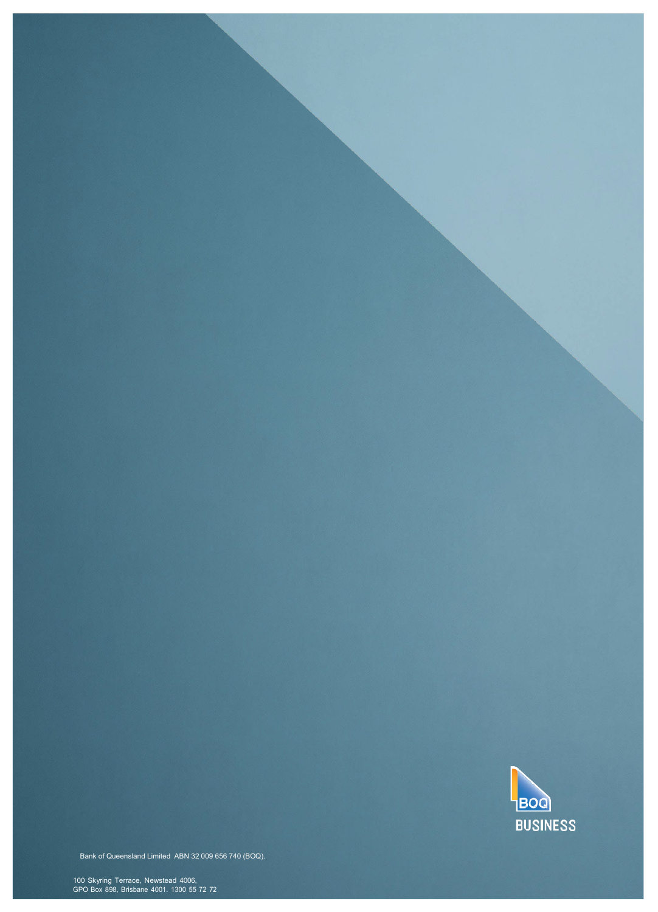BOQ

BUSINESS

Bank of Queensland Limited ABN 32 009 656 740 (BOQ).

100 Skyring Terrace, Newstead 4006,
GPO Box 898, Brisbane 4001. 1300 55 72 72